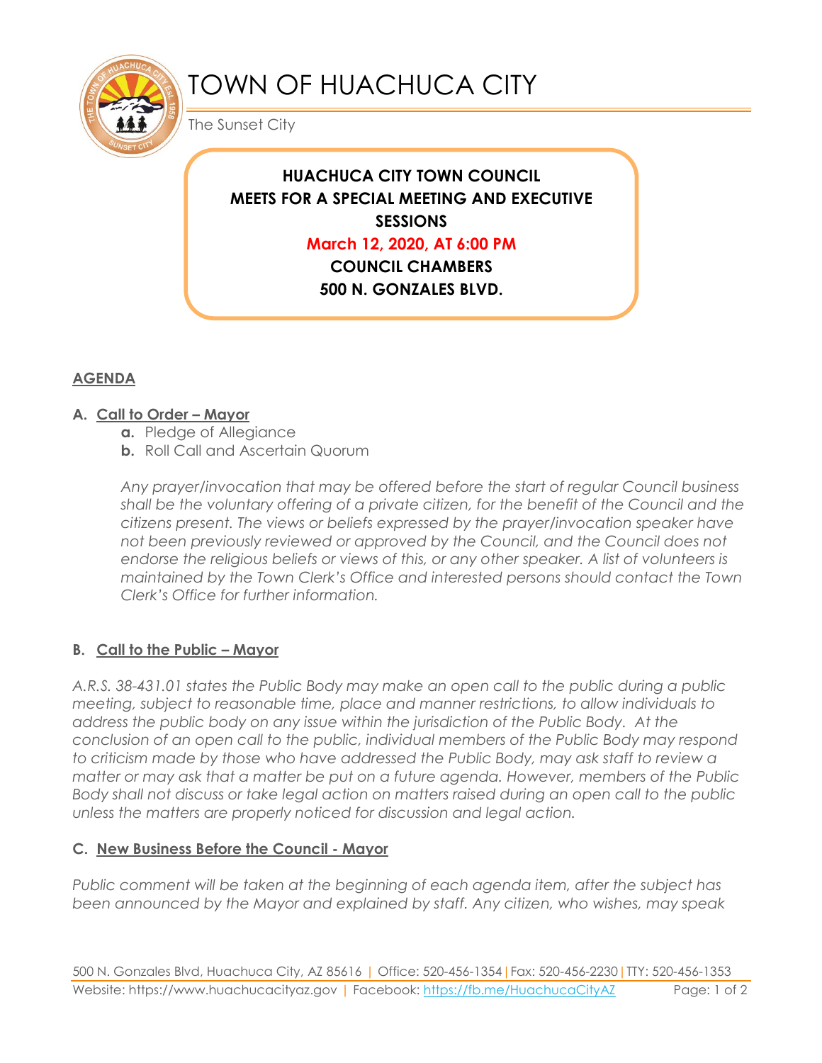# TOWN OF HUACHUCA CITY

The Sunset City

**HUACHUCA CITY TOWN COUNCIL**
**MEETS FOR A SPECIAL MEETING AND EXECUTIVE SESSIONS**
**March 12, 2020, AT 6:00 PM**
**COUNCIL CHAMBERS**
**500 N. GONZALES BLVD.**

## AGENDA

### A. Call to Order – Mayor

- **a.** Pledge of Allegiance
- **b.** Roll Call and Ascertain Quorum

*Any prayer/invocation that may be offered before the start of regular Council business shall be the voluntary offering of a private citizen, for the benefit of the Council and the citizens present. The views or beliefs expressed by the prayer/invocation speaker have not been previously reviewed or approved by the Council, and the Council does not endorse the religious beliefs or views of this, or any other speaker. A list of volunteers is maintained by the Town Clerk's Office and interested persons should contact the Town Clerk's Office for further information.*

### B. Call to the Public – Mayor

*A.R.S. 38-431.01 states the Public Body may make an open call to the public during a public meeting, subject to reasonable time, place and manner restrictions, to allow individuals to address the public body on any issue within the jurisdiction of the Public Body. At the conclusion of an open call to the public, individual members of the Public Body may respond to criticism made by those who have addressed the Public Body, may ask staff to review a matter or may ask that a matter be put on a future agenda. However, members of the Public Body shall not discuss or take legal action on matters raised during an open call to the public unless the matters are properly noticed for discussion and legal action.*

### C. New Business Before the Council - Mayor

*Public comment will be taken at the beginning of each agenda item, after the subject has been announced by the Mayor and explained by staff. Any citizen, who wishes, may speak*

500 N. Gonzales Blvd, Huachuca City, AZ 85616 | Office: 520-456-1354 | Fax: 520-456-2230 | TTY: 520-456-1353
Website: https://www.huachucacityaz.gov | Facebook: https://fb.me/HuachucaCityAZ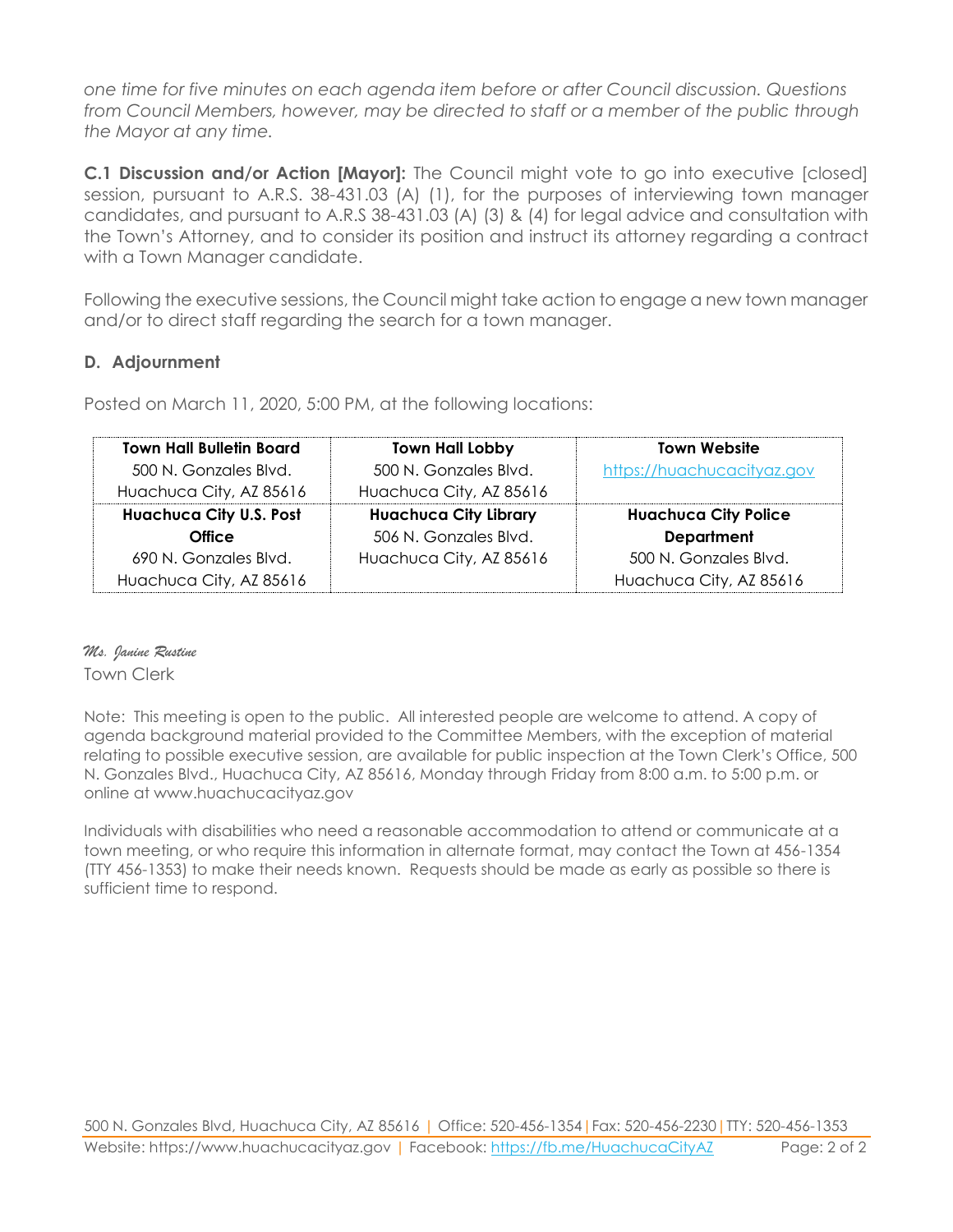*one time for five minutes on each agenda item before or after Council discussion. Questions from Council Members, however, may be directed to staff or a member of the public through the Mayor at any time.*

**C.1 Discussion and/or Action [Mayor]:** The Council might vote to go into executive [closed] session, pursuant to A.R.S. 38-431.03 (A) (1), for the purposes of interviewing town manager candidates, and pursuant to A.R.S 38-431.03 (A) (3) & (4) for legal advice and consultation with the Town's Attorney, and to consider its position and instruct its attorney regarding a contract with a Town Manager candidate.

Following the executive sessions, the Council might take action to engage a new town manager and/or to direct staff regarding the search for a town manager.

## D. Adjournment

Posted on March 11, 2020, 5:00 PM, at the following locations:

| | | |
|---|---|---|
| **Town Hall Bulletin Board**<br>500 N. Gonzales Blvd.<br>Huachuca City, AZ 85616 | **Town Hall Lobby**<br>500 N. Gonzales Blvd.<br>Huachuca City, AZ 85616 | **Town Website**<br>https://huachucacityaz.gov |
| **Huachuca City U.S. Post Office**<br>690 N. Gonzales Blvd.<br>Huachuca City, AZ 85616 | **Huachuca City Library**<br>506 N. Gonzales Blvd.<br>Huachuca City, AZ 85616 | **Huachuca City Police Department**<br>500 N. Gonzales Blvd.<br>Huachuca City, AZ 85616 |

*Ms. Janine Rustine*
Town Clerk

Note: This meeting is open to the public. All interested people are welcome to attend. A copy of agenda background material provided to the Committee Members, with the exception of material relating to possible executive session, are available for public inspection at the Town Clerk's Office, 500 N. Gonzales Blvd., Huachuca City, AZ 85616, Monday through Friday from 8:00 a.m. to 5:00 p.m. or online at www.huachucacityaz.gov

Individuals with disabilities who need a reasonable accommodation to attend or communicate at a town meeting, or who require this information in alternate format, may contact the Town at 456-1354 (TTY 456-1353) to make their needs known. Requests should be made as early as possible so there is sufficient time to respond.